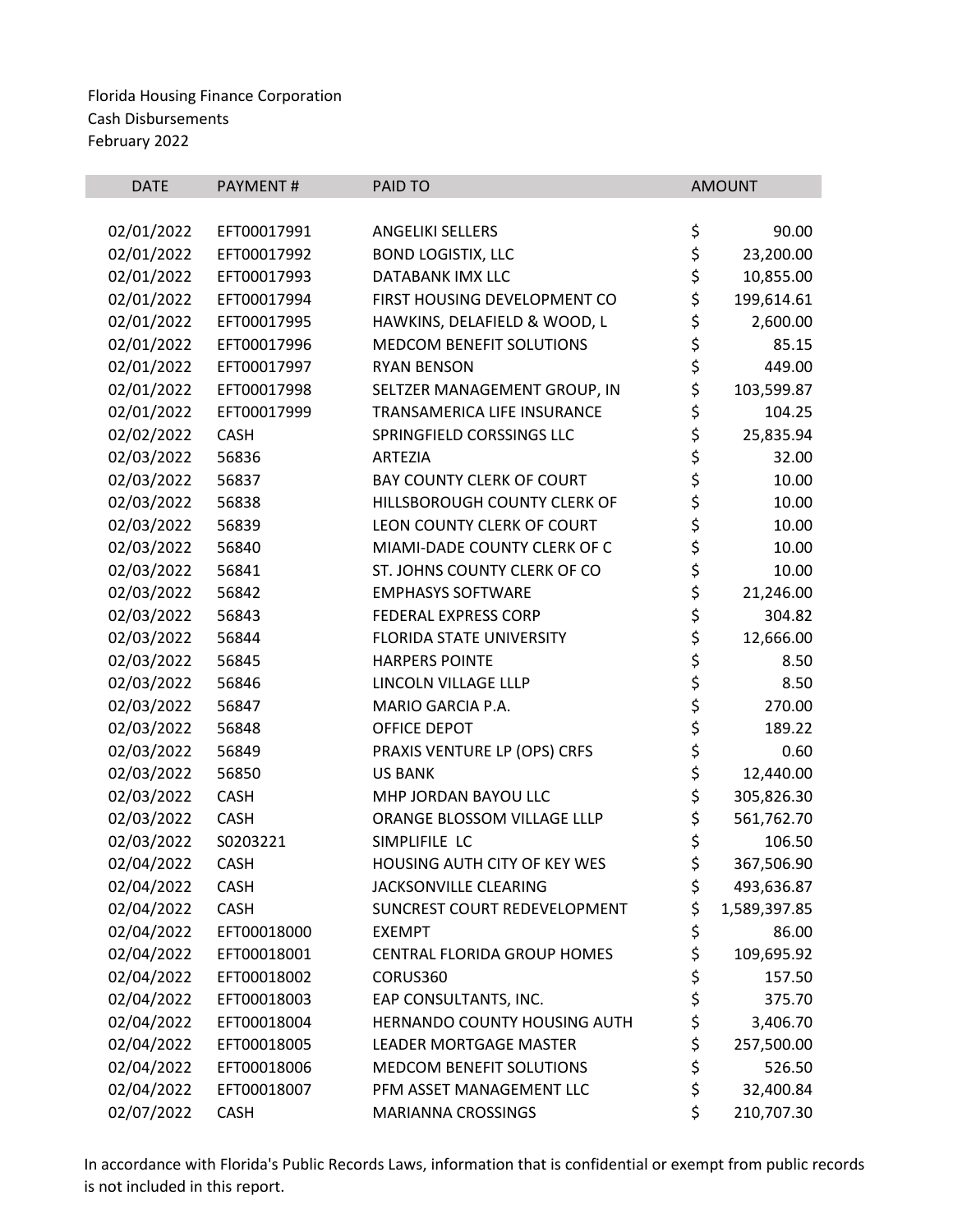Florida Housing Finance Corporation
Cash Disbursements
February 2022

| DATE | PAYMENT # | PAID TO | AMOUNT |
|---|---|---|---|
| 02/01/2022 | EFT00017991 | ANGELIKI SELLERS | $ 90.00 |
| 02/01/2022 | EFT00017992 | BOND LOGISTIX, LLC | $ 23,200.00 |
| 02/01/2022 | EFT00017993 | DATABANK IMX LLC | $ 10,855.00 |
| 02/01/2022 | EFT00017994 | FIRST HOUSING DEVELOPMENT CO | $ 199,614.61 |
| 02/01/2022 | EFT00017995 | HAWKINS, DELAFIELD & WOOD, L | $ 2,600.00 |
| 02/01/2022 | EFT00017996 | MEDCOM BENEFIT SOLUTIONS | $ 85.15 |
| 02/01/2022 | EFT00017997 | RYAN BENSON | $ 449.00 |
| 02/01/2022 | EFT00017998 | SELTZER MANAGEMENT GROUP, IN | $ 103,599.87 |
| 02/01/2022 | EFT00017999 | TRANSAMERICA LIFE INSURANCE | $ 104.25 |
| 02/02/2022 | CASH | SPRINGFIELD CORSSINGS LLC | $ 25,835.94 |
| 02/03/2022 | 56836 | ARTEZIA | $ 32.00 |
| 02/03/2022 | 56837 | BAY COUNTY CLERK OF COURT | $ 10.00 |
| 02/03/2022 | 56838 | HILLSBOROUGH COUNTY CLERK OF | $ 10.00 |
| 02/03/2022 | 56839 | LEON COUNTY CLERK OF COURT | $ 10.00 |
| 02/03/2022 | 56840 | MIAMI-DADE COUNTY CLERK OF C | $ 10.00 |
| 02/03/2022 | 56841 | ST. JOHNS COUNTY CLERK OF CO | $ 10.00 |
| 02/03/2022 | 56842 | EMPHASYS SOFTWARE | $ 21,246.00 |
| 02/03/2022 | 56843 | FEDERAL EXPRESS CORP | $ 304.82 |
| 02/03/2022 | 56844 | FLORIDA STATE UNIVERSITY | $ 12,666.00 |
| 02/03/2022 | 56845 | HARPERS POINTE | $ 8.50 |
| 02/03/2022 | 56846 | LINCOLN VILLAGE LLLP | $ 8.50 |
| 02/03/2022 | 56847 | MARIO GARCIA P.A. | $ 270.00 |
| 02/03/2022 | 56848 | OFFICE DEPOT | $ 189.22 |
| 02/03/2022 | 56849 | PRAXIS VENTURE LP (OPS) CRFS | $ 0.60 |
| 02/03/2022 | 56850 | US BANK | $ 12,440.00 |
| 02/03/2022 | CASH | MHP JORDAN BAYOU LLC | $ 305,826.30 |
| 02/03/2022 | CASH | ORANGE BLOSSOM VILLAGE LLLP | $ 561,762.70 |
| 02/03/2022 | S0203221 | SIMPLIFILE LC | $ 106.50 |
| 02/04/2022 | CASH | HOUSING AUTH CITY OF KEY WES | $ 367,506.90 |
| 02/04/2022 | CASH | JACKSONVILLE CLEARING | $ 493,636.87 |
| 02/04/2022 | CASH | SUNCREST COURT REDEVELOPMENT | $ 1,589,397.85 |
| 02/04/2022 | EFT00018000 | EXEMPT | $ 86.00 |
| 02/04/2022 | EFT00018001 | CENTRAL FLORIDA GROUP HOMES | $ 109,695.92 |
| 02/04/2022 | EFT00018002 | CORUS360 | $ 157.50 |
| 02/04/2022 | EFT00018003 | EAP CONSULTANTS, INC. | $ 375.70 |
| 02/04/2022 | EFT00018004 | HERNANDO COUNTY HOUSING AUTH | $ 3,406.70 |
| 02/04/2022 | EFT00018005 | LEADER MORTGAGE MASTER | $ 257,500.00 |
| 02/04/2022 | EFT00018006 | MEDCOM BENEFIT SOLUTIONS | $ 526.50 |
| 02/04/2022 | EFT00018007 | PFM ASSET MANAGEMENT LLC | $ 32,400.84 |
| 02/07/2022 | CASH | MARIANNA CROSSINGS | $ 210,707.30 |

In accordance with Florida's Public Records Laws, information that is confidential or exempt from public records is not included in this report.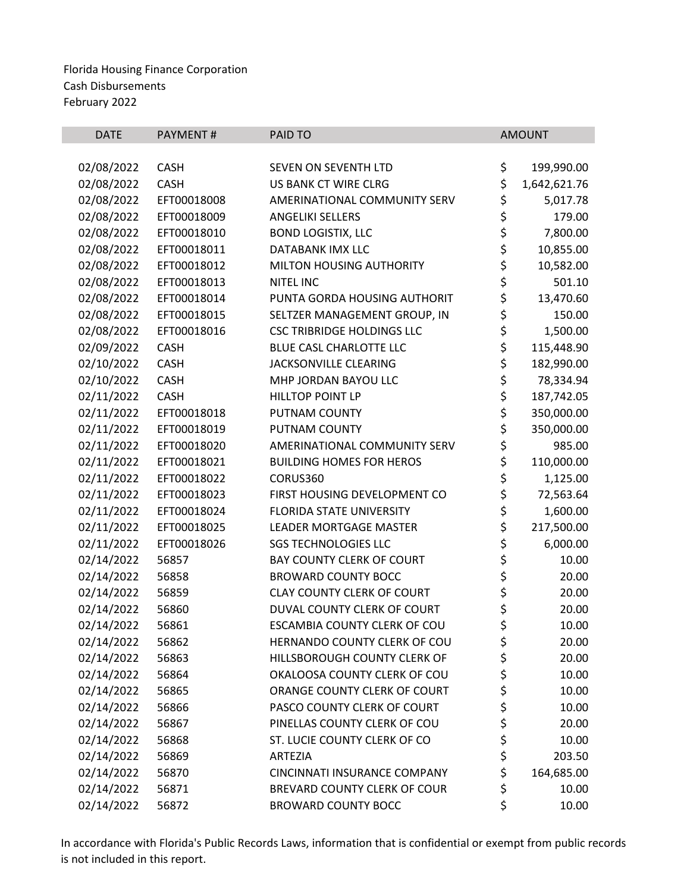Florida Housing Finance Corporation
Cash Disbursements
February 2022

| DATE | PAYMENT # | PAID TO | AMOUNT |
|---|---|---|---|
| 02/08/2022 | CASH | SEVEN ON SEVENTH LTD | $ 199,990.00 |
| 02/08/2022 | CASH | US BANK CT WIRE CLRG | $ 1,642,621.76 |
| 02/08/2022 | EFT00018008 | AMERINATIONAL COMMUNITY SERV | $ 5,017.78 |
| 02/08/2022 | EFT00018009 | ANGELIKI SELLERS | $ 179.00 |
| 02/08/2022 | EFT00018010 | BOND LOGISTIX, LLC | $ 7,800.00 |
| 02/08/2022 | EFT00018011 | DATABANK IMX LLC | $ 10,855.00 |
| 02/08/2022 | EFT00018012 | MILTON HOUSING AUTHORITY | $ 10,582.00 |
| 02/08/2022 | EFT00018013 | NITEL INC | $ 501.10 |
| 02/08/2022 | EFT00018014 | PUNTA GORDA HOUSING AUTHORIT | $ 13,470.60 |
| 02/08/2022 | EFT00018015 | SELTZER MANAGEMENT GROUP, IN | $ 150.00 |
| 02/08/2022 | EFT00018016 | CSC TRIBRIDGE HOLDINGS LLC | $ 1,500.00 |
| 02/09/2022 | CASH | BLUE CASL CHARLOTTE LLC | $ 115,448.90 |
| 02/10/2022 | CASH | JACKSONVILLE CLEARING | $ 182,990.00 |
| 02/10/2022 | CASH | MHP JORDAN BAYOU LLC | $ 78,334.94 |
| 02/11/2022 | CASH | HILLTOP POINT LP | $ 187,742.05 |
| 02/11/2022 | EFT00018018 | PUTNAM COUNTY | $ 350,000.00 |
| 02/11/2022 | EFT00018019 | PUTNAM COUNTY | $ 350,000.00 |
| 02/11/2022 | EFT00018020 | AMERINATIONAL COMMUNITY SERV | $ 985.00 |
| 02/11/2022 | EFT00018021 | BUILDING HOMES FOR HEROS | $ 110,000.00 |
| 02/11/2022 | EFT00018022 | CORUS360 | $ 1,125.00 |
| 02/11/2022 | EFT00018023 | FIRST HOUSING DEVELOPMENT CO | $ 72,563.64 |
| 02/11/2022 | EFT00018024 | FLORIDA STATE UNIVERSITY | $ 1,600.00 |
| 02/11/2022 | EFT00018025 | LEADER MORTGAGE MASTER | $ 217,500.00 |
| 02/11/2022 | EFT00018026 | SGS TECHNOLOGIES LLC | $ 6,000.00 |
| 02/14/2022 | 56857 | BAY COUNTY CLERK OF COURT | $ 10.00 |
| 02/14/2022 | 56858 | BROWARD COUNTY BOCC | $ 20.00 |
| 02/14/2022 | 56859 | CLAY COUNTY CLERK OF COURT | $ 20.00 |
| 02/14/2022 | 56860 | DUVAL COUNTY CLERK OF COURT | $ 20.00 |
| 02/14/2022 | 56861 | ESCAMBIA COUNTY CLERK OF COU | $ 10.00 |
| 02/14/2022 | 56862 | HERNANDO COUNTY CLERK OF COU | $ 20.00 |
| 02/14/2022 | 56863 | HILLSBOROUGH COUNTY CLERK OF | $ 20.00 |
| 02/14/2022 | 56864 | OKALOOSA COUNTY CLERK OF COU | $ 10.00 |
| 02/14/2022 | 56865 | ORANGE COUNTY CLERK OF COURT | $ 10.00 |
| 02/14/2022 | 56866 | PASCO COUNTY CLERK OF COURT | $ 10.00 |
| 02/14/2022 | 56867 | PINELLAS COUNTY CLERK OF COU | $ 20.00 |
| 02/14/2022 | 56868 | ST. LUCIE COUNTY CLERK OF CO | $ 10.00 |
| 02/14/2022 | 56869 | ARTEZIA | $ 203.50 |
| 02/14/2022 | 56870 | CINCINNATI INSURANCE COMPANY | $ 164,685.00 |
| 02/14/2022 | 56871 | BREVARD COUNTY CLERK OF COUR | $ 10.00 |
| 02/14/2022 | 56872 | BROWARD COUNTY BOCC | $ 10.00 |

In accordance with Florida's Public Records Laws, information that is confidential or exempt from public records is not included in this report.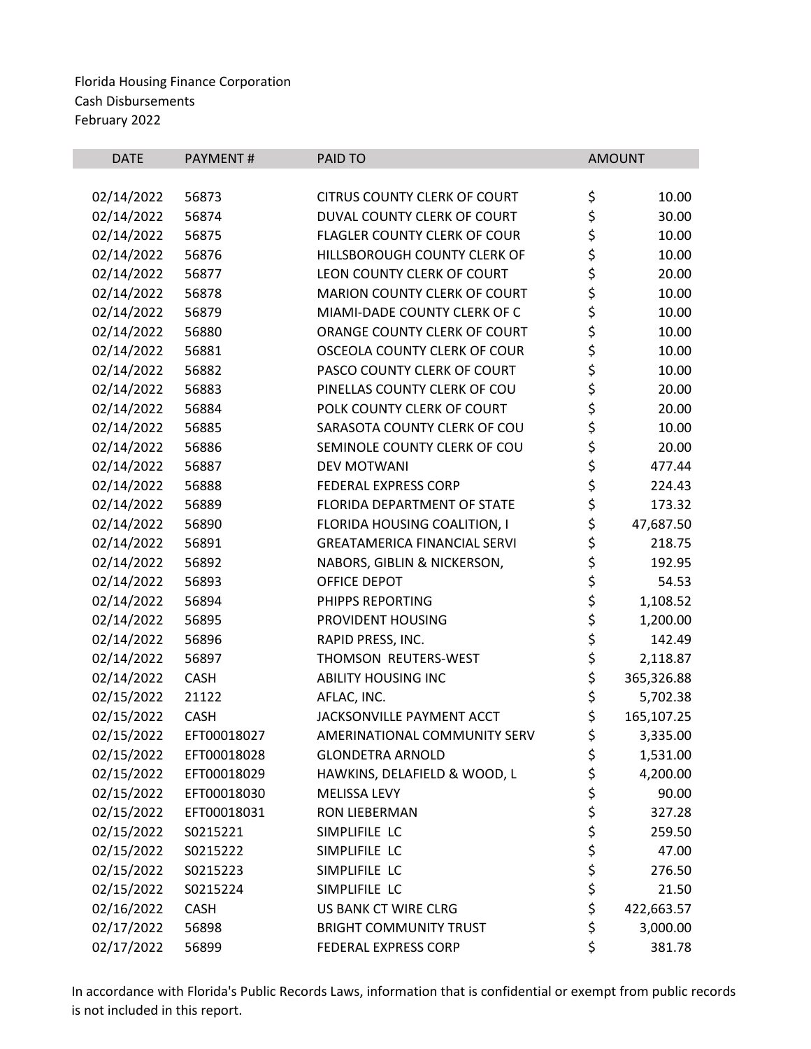Florida Housing Finance Corporation
Cash Disbursements
February 2022

| DATE | PAYMENT # | PAID TO | AMOUNT |
|---|---|---|---|
| 02/14/2022 | 56873 | CITRUS COUNTY CLERK OF COURT | $ 10.00 |
| 02/14/2022 | 56874 | DUVAL COUNTY CLERK OF COURT | $ 30.00 |
| 02/14/2022 | 56875 | FLAGLER COUNTY CLERK OF COUR | $ 10.00 |
| 02/14/2022 | 56876 | HILLSBOROUGH COUNTY CLERK OF | $ 10.00 |
| 02/14/2022 | 56877 | LEON COUNTY CLERK OF COURT | $ 20.00 |
| 02/14/2022 | 56878 | MARION COUNTY CLERK OF COURT | $ 10.00 |
| 02/14/2022 | 56879 | MIAMI-DADE COUNTY CLERK OF C | $ 10.00 |
| 02/14/2022 | 56880 | ORANGE COUNTY CLERK OF COURT | $ 10.00 |
| 02/14/2022 | 56881 | OSCEOLA COUNTY CLERK OF COUR | $ 10.00 |
| 02/14/2022 | 56882 | PASCO COUNTY CLERK OF COURT | $ 10.00 |
| 02/14/2022 | 56883 | PINELLAS COUNTY CLERK OF COU | $ 20.00 |
| 02/14/2022 | 56884 | POLK COUNTY CLERK OF COURT | $ 20.00 |
| 02/14/2022 | 56885 | SARASOTA COUNTY CLERK OF COU | $ 10.00 |
| 02/14/2022 | 56886 | SEMINOLE COUNTY CLERK OF COU | $ 20.00 |
| 02/14/2022 | 56887 | DEV MOTWANI | $ 477.44 |
| 02/14/2022 | 56888 | FEDERAL EXPRESS CORP | $ 224.43 |
| 02/14/2022 | 56889 | FLORIDA DEPARTMENT OF STATE | $ 173.32 |
| 02/14/2022 | 56890 | FLORIDA HOUSING COALITION, I | $ 47,687.50 |
| 02/14/2022 | 56891 | GREATAMERICA FINANCIAL SERVI | $ 218.75 |
| 02/14/2022 | 56892 | NABORS, GIBLIN & NICKERSON, | $ 192.95 |
| 02/14/2022 | 56893 | OFFICE DEPOT | $ 54.53 |
| 02/14/2022 | 56894 | PHIPPS REPORTING | $ 1,108.52 |
| 02/14/2022 | 56895 | PROVIDENT HOUSING | $ 1,200.00 |
| 02/14/2022 | 56896 | RAPID PRESS, INC. | $ 142.49 |
| 02/14/2022 | 56897 | THOMSON REUTERS-WEST | $ 2,118.87 |
| 02/14/2022 | CASH | ABILITY HOUSING INC | $ 365,326.88 |
| 02/15/2022 | 21122 | AFLAC, INC. | $ 5,702.38 |
| 02/15/2022 | CASH | JACKSONVILLE PAYMENT ACCT | $ 165,107.25 |
| 02/15/2022 | EFT00018027 | AMERINATIONAL COMMUNITY SERV | $ 3,335.00 |
| 02/15/2022 | EFT00018028 | GLONDETRA ARNOLD | $ 1,531.00 |
| 02/15/2022 | EFT00018029 | HAWKINS, DELAFIELD & WOOD, L | $ 4,200.00 |
| 02/15/2022 | EFT00018030 | MELISSA LEVY | $ 90.00 |
| 02/15/2022 | EFT00018031 | RON LIEBERMAN | $ 327.28 |
| 02/15/2022 | S0215221 | SIMPLIFILE LC | $ 259.50 |
| 02/15/2022 | S0215222 | SIMPLIFILE LC | $ 47.00 |
| 02/15/2022 | S0215223 | SIMPLIFILE LC | $ 276.50 |
| 02/15/2022 | S0215224 | SIMPLIFILE LC | $ 21.50 |
| 02/16/2022 | CASH | US BANK CT WIRE CLRG | $ 422,663.57 |
| 02/17/2022 | 56898 | BRIGHT COMMUNITY TRUST | $ 3,000.00 |
| 02/17/2022 | 56899 | FEDERAL EXPRESS CORP | $ 381.78 |

In accordance with Florida's Public Records Laws, information that is confidential or exempt from public records is not included in this report.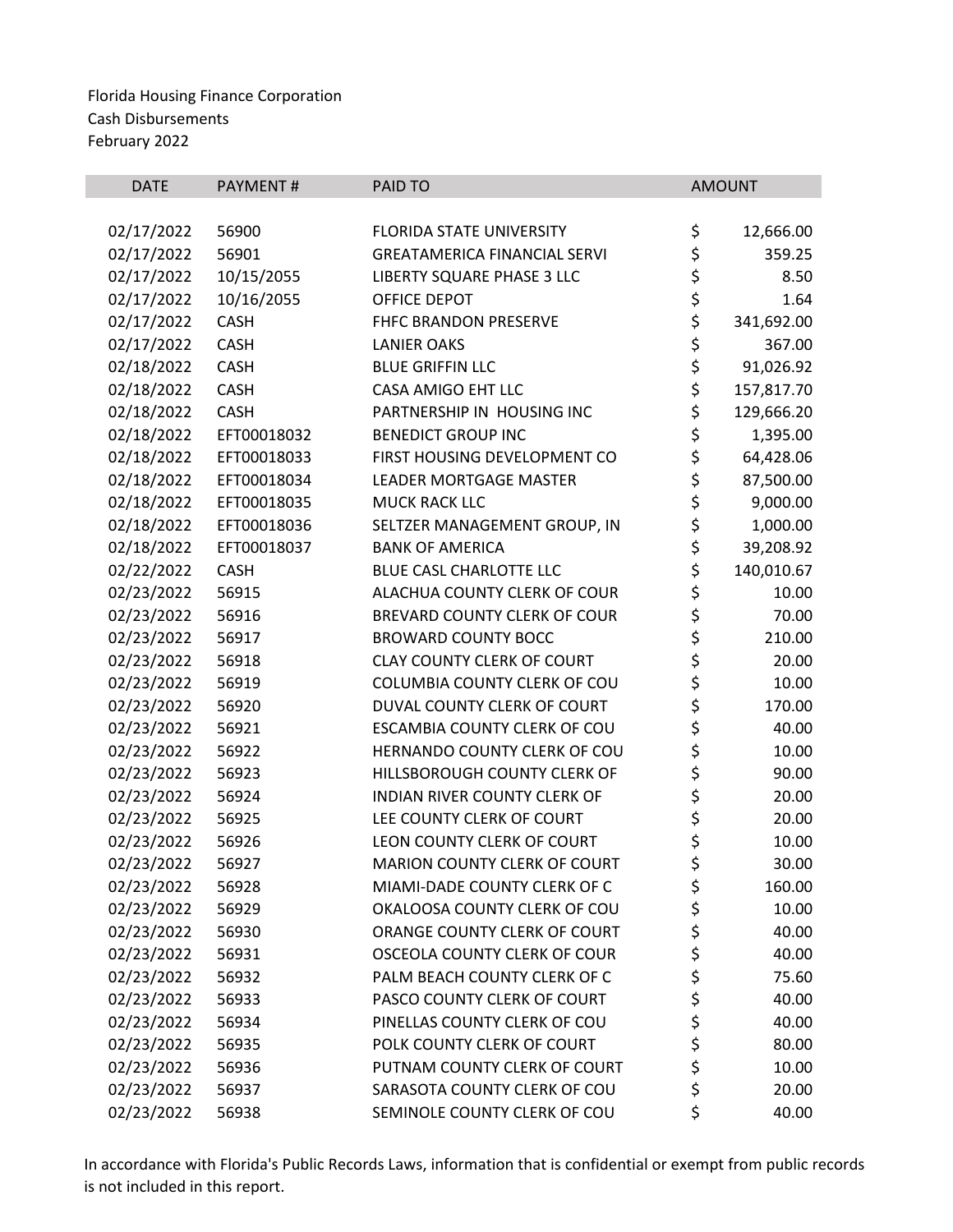Florida Housing Finance Corporation
Cash Disbursements
February 2022

| DATE | PAYMENT # | PAID TO | AMOUNT |
|---|---|---|---|
| 02/17/2022 | 56900 | FLORIDA STATE UNIVERSITY | $ 12,666.00 |
| 02/17/2022 | 56901 | GREATAMERICA FINANCIAL SERVI | $ 359.25 |
| 02/17/2022 | 10/15/2055 | LIBERTY SQUARE PHASE 3 LLC | $ 8.50 |
| 02/17/2022 | 10/16/2055 | OFFICE DEPOT | $ 1.64 |
| 02/17/2022 | CASH | FHFC BRANDON PRESERVE | $ 341,692.00 |
| 02/17/2022 | CASH | LANIER OAKS | $ 367.00 |
| 02/18/2022 | CASH | BLUE GRIFFIN LLC | $ 91,026.92 |
| 02/18/2022 | CASH | CASA AMIGO EHT LLC | $ 157,817.70 |
| 02/18/2022 | CASH | PARTNERSHIP IN HOUSING INC | $ 129,666.20 |
| 02/18/2022 | EFT00018032 | BENEDICT GROUP INC | $ 1,395.00 |
| 02/18/2022 | EFT00018033 | FIRST HOUSING DEVELOPMENT CO | $ 64,428.06 |
| 02/18/2022 | EFT00018034 | LEADER MORTGAGE MASTER | $ 87,500.00 |
| 02/18/2022 | EFT00018035 | MUCK RACK LLC | $ 9,000.00 |
| 02/18/2022 | EFT00018036 | SELTZER MANAGEMENT GROUP, IN | $ 1,000.00 |
| 02/18/2022 | EFT00018037 | BANK OF AMERICA | $ 39,208.92 |
| 02/22/2022 | CASH | BLUE CASL CHARLOTTE LLC | $ 140,010.67 |
| 02/23/2022 | 56915 | ALACHUA COUNTY CLERK OF COUR | $ 10.00 |
| 02/23/2022 | 56916 | BREVARD COUNTY CLERK OF COUR | $ 70.00 |
| 02/23/2022 | 56917 | BROWARD COUNTY BOCC | $ 210.00 |
| 02/23/2022 | 56918 | CLAY COUNTY CLERK OF COURT | $ 20.00 |
| 02/23/2022 | 56919 | COLUMBIA COUNTY CLERK OF COU | $ 10.00 |
| 02/23/2022 | 56920 | DUVAL COUNTY CLERK OF COURT | $ 170.00 |
| 02/23/2022 | 56921 | ESCAMBIA COUNTY CLERK OF COU | $ 40.00 |
| 02/23/2022 | 56922 | HERNANDO COUNTY CLERK OF COU | $ 10.00 |
| 02/23/2022 | 56923 | HILLSBOROUGH COUNTY CLERK OF | $ 90.00 |
| 02/23/2022 | 56924 | INDIAN RIVER COUNTY CLERK OF | $ 20.00 |
| 02/23/2022 | 56925 | LEE COUNTY CLERK OF COURT | $ 20.00 |
| 02/23/2022 | 56926 | LEON COUNTY CLERK OF COURT | $ 10.00 |
| 02/23/2022 | 56927 | MARION COUNTY CLERK OF COURT | $ 30.00 |
| 02/23/2022 | 56928 | MIAMI-DADE COUNTY CLERK OF C | $ 160.00 |
| 02/23/2022 | 56929 | OKALOOSA COUNTY CLERK OF COU | $ 10.00 |
| 02/23/2022 | 56930 | ORANGE COUNTY CLERK OF COURT | $ 40.00 |
| 02/23/2022 | 56931 | OSCEOLA COUNTY CLERK OF COUR | $ 40.00 |
| 02/23/2022 | 56932 | PALM BEACH COUNTY CLERK OF C | $ 75.60 |
| 02/23/2022 | 56933 | PASCO COUNTY CLERK OF COURT | $ 40.00 |
| 02/23/2022 | 56934 | PINELLAS COUNTY CLERK OF COU | $ 40.00 |
| 02/23/2022 | 56935 | POLK COUNTY CLERK OF COURT | $ 80.00 |
| 02/23/2022 | 56936 | PUTNAM COUNTY CLERK OF COURT | $ 10.00 |
| 02/23/2022 | 56937 | SARASOTA COUNTY CLERK OF COU | $ 20.00 |
| 02/23/2022 | 56938 | SEMINOLE COUNTY CLERK OF COU | $ 40.00 |

In accordance with Florida's Public Records Laws, information that is confidential or exempt from public records is not included in this report.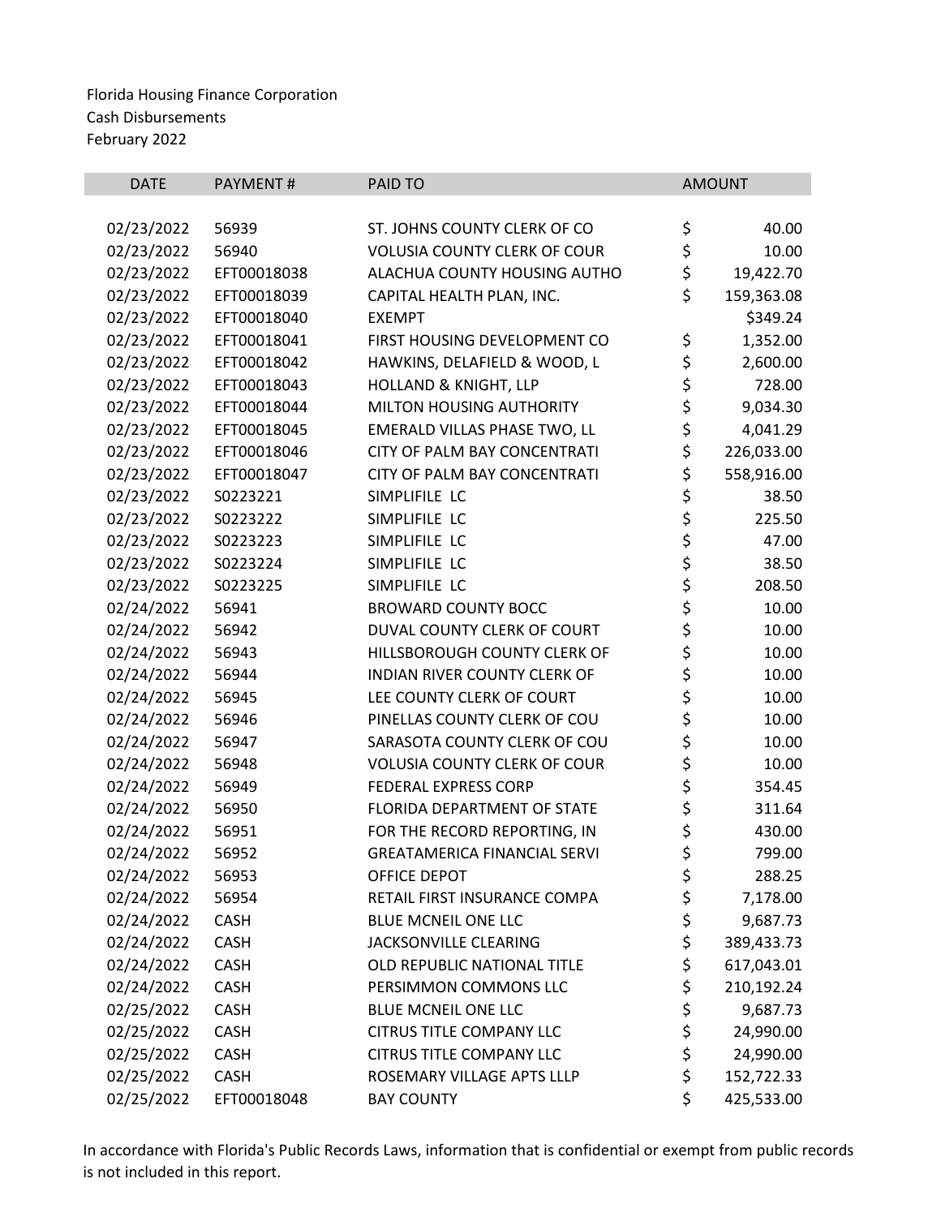Florida Housing Finance Corporation
Cash Disbursements
February 2022

| DATE | PAYMENT # | PAID TO | AMOUNT |
|---|---|---|---|
| 02/23/2022 | 56939 | ST. JOHNS COUNTY CLERK OF CO | $ 40.00 |
| 02/23/2022 | 56940 | VOLUSIA COUNTY CLERK OF COUR | $ 10.00 |
| 02/23/2022 | EFT00018038 | ALACHUA COUNTY HOUSING AUTHO | $ 19,422.70 |
| 02/23/2022 | EFT00018039 | CAPITAL HEALTH PLAN, INC. | $ 159,363.08 |
| 02/23/2022 | EFT00018040 | EXEMPT | $349.24 |
| 02/23/2022 | EFT00018041 | FIRST HOUSING DEVELOPMENT CO | $ 1,352.00 |
| 02/23/2022 | EFT00018042 | HAWKINS, DELAFIELD & WOOD, L | $ 2,600.00 |
| 02/23/2022 | EFT00018043 | HOLLAND & KNIGHT, LLP | $ 728.00 |
| 02/23/2022 | EFT00018044 | MILTON HOUSING AUTHORITY | $ 9,034.30 |
| 02/23/2022 | EFT00018045 | EMERALD VILLAS PHASE TWO, LL | $ 4,041.29 |
| 02/23/2022 | EFT00018046 | CITY OF PALM BAY CONCENTRATI | $ 226,033.00 |
| 02/23/2022 | EFT00018047 | CITY OF PALM BAY CONCENTRATI | $ 558,916.00 |
| 02/23/2022 | S0223221 | SIMPLIFILE LC | $ 38.50 |
| 02/23/2022 | S0223222 | SIMPLIFILE LC | $ 225.50 |
| 02/23/2022 | S0223223 | SIMPLIFILE LC | $ 47.00 |
| 02/23/2022 | S0223224 | SIMPLIFILE LC | $ 38.50 |
| 02/23/2022 | S0223225 | SIMPLIFILE LC | $ 208.50 |
| 02/24/2022 | 56941 | BROWARD COUNTY BOCC | $ 10.00 |
| 02/24/2022 | 56942 | DUVAL COUNTY CLERK OF COURT | $ 10.00 |
| 02/24/2022 | 56943 | HILLSBOROUGH COUNTY CLERK OF | $ 10.00 |
| 02/24/2022 | 56944 | INDIAN RIVER COUNTY CLERK OF | $ 10.00 |
| 02/24/2022 | 56945 | LEE COUNTY CLERK OF COURT | $ 10.00 |
| 02/24/2022 | 56946 | PINELLAS COUNTY CLERK OF COU | $ 10.00 |
| 02/24/2022 | 56947 | SARASOTA COUNTY CLERK OF COU | $ 10.00 |
| 02/24/2022 | 56948 | VOLUSIA COUNTY CLERK OF COUR | $ 10.00 |
| 02/24/2022 | 56949 | FEDERAL EXPRESS CORP | $ 354.45 |
| 02/24/2022 | 56950 | FLORIDA DEPARTMENT OF STATE | $ 311.64 |
| 02/24/2022 | 56951 | FOR THE RECORD REPORTING, IN | $ 430.00 |
| 02/24/2022 | 56952 | GREATAMERICA FINANCIAL SERVI | $ 799.00 |
| 02/24/2022 | 56953 | OFFICE DEPOT | $ 288.25 |
| 02/24/2022 | 56954 | RETAIL FIRST INSURANCE COMPA | $ 7,178.00 |
| 02/24/2022 | CASH | BLUE MCNEIL ONE LLC | $ 9,687.73 |
| 02/24/2022 | CASH | JACKSONVILLE CLEARING | $ 389,433.73 |
| 02/24/2022 | CASH | OLD REPUBLIC NATIONAL TITLE | $ 617,043.01 |
| 02/24/2022 | CASH | PERSIMMON COMMONS LLC | $ 210,192.24 |
| 02/25/2022 | CASH | BLUE MCNEIL ONE LLC | $ 9,687.73 |
| 02/25/2022 | CASH | CITRUS TITLE COMPANY LLC | $ 24,990.00 |
| 02/25/2022 | CASH | CITRUS TITLE COMPANY LLC | $ 24,990.00 |
| 02/25/2022 | CASH | ROSEMARY VILLAGE APTS LLLP | $ 152,722.33 |
| 02/25/2022 | EFT00018048 | BAY COUNTY | $ 425,533.00 |

In accordance with Florida's Public Records Laws, information that is confidential or exempt from public records is not included in this report.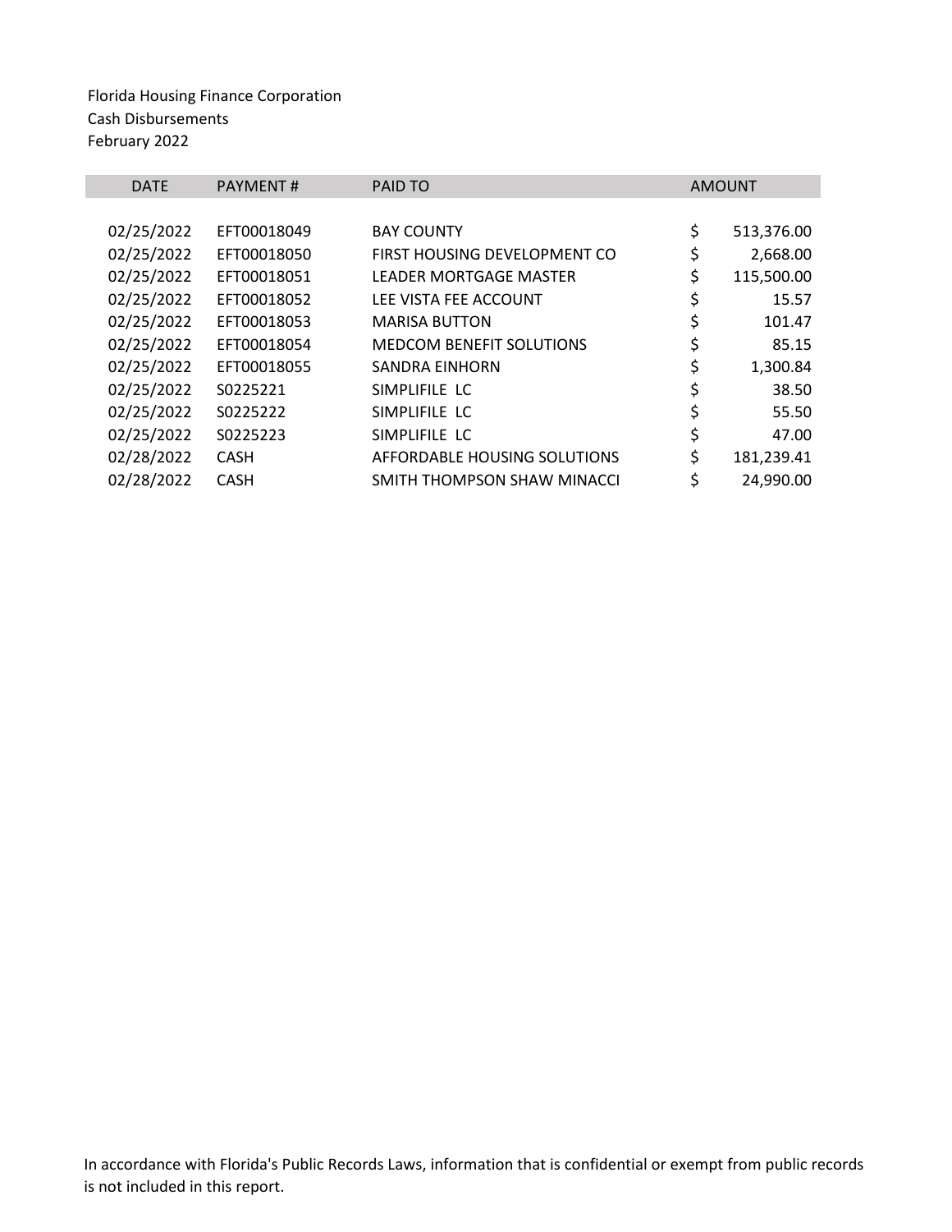Florida Housing Finance Corporation
Cash Disbursements
February 2022

| DATE | PAYMENT # | PAID TO | AMOUNT |
|---|---|---|---|
| 02/25/2022 | EFT00018049 | BAY COUNTY | $ 513,376.00 |
| 02/25/2022 | EFT00018050 | FIRST HOUSING DEVELOPMENT CO | $ 2,668.00 |
| 02/25/2022 | EFT00018051 | LEADER MORTGAGE MASTER | $ 115,500.00 |
| 02/25/2022 | EFT00018052 | LEE VISTA FEE ACCOUNT | $ 15.57 |
| 02/25/2022 | EFT00018053 | MARISA BUTTON | $ 101.47 |
| 02/25/2022 | EFT00018054 | MEDCOM BENEFIT SOLUTIONS | $ 85.15 |
| 02/25/2022 | EFT00018055 | SANDRA EINHORN | $ 1,300.84 |
| 02/25/2022 | S0225221 | SIMPLIFILE LC | $ 38.50 |
| 02/25/2022 | S0225222 | SIMPLIFILE LC | $ 55.50 |
| 02/25/2022 | S0225223 | SIMPLIFILE LC | $ 47.00 |
| 02/28/2022 | CASH | AFFORDABLE HOUSING SOLUTIONS | $ 181,239.41 |
| 02/28/2022 | CASH | SMITH THOMPSON SHAW MINACCI | $ 24,990.00 |

In accordance with Florida's Public Records Laws, information that is confidential or exempt from public records is not included in this report.